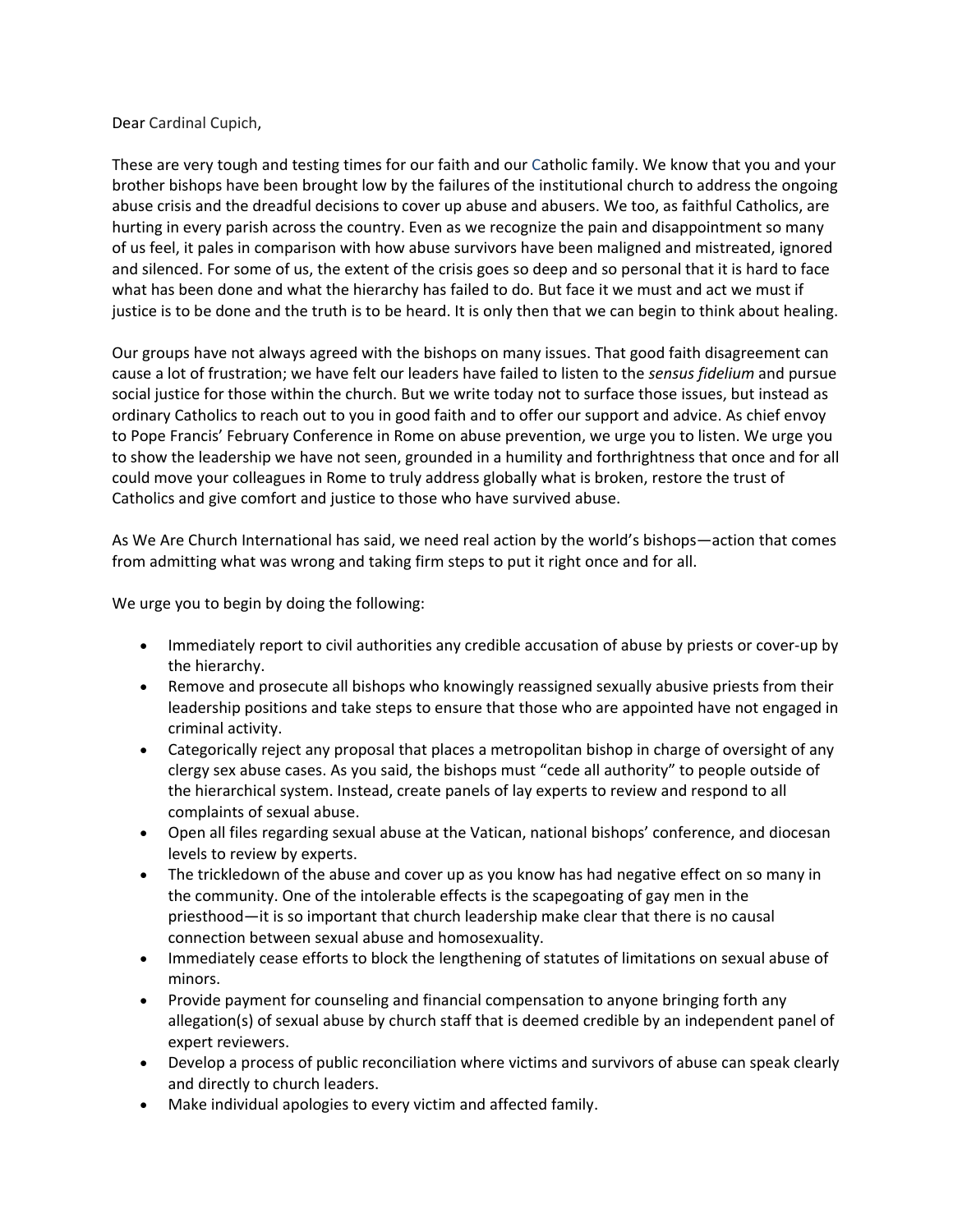Dear Cardinal Cupich,

These are very tough and testing times for our faith and our Catholic family. We know that you and your brother bishops have been brought low by the failures of the institutional church to address the ongoing abuse crisis and the dreadful decisions to cover up abuse and abusers. We too, as faithful Catholics, are hurting in every parish across the country. Even as we recognize the pain and disappointment so many of us feel, it pales in comparison with how abuse survivors have been maligned and mistreated, ignored and silenced. For some of us, the extent of the crisis goes so deep and so personal that it is hard to face what has been done and what the hierarchy has failed to do. But face it we must and act we must if justice is to be done and the truth is to be heard. It is only then that we can begin to think about healing.

Our groups have not always agreed with the bishops on many issues. That good faith disagreement can cause a lot of frustration; we have felt our leaders have failed to listen to the *sensus fidelium* and pursue social justice for those within the church. But we write today not to surface those issues, but instead as ordinary Catholics to reach out to you in good faith and to offer our support and advice. As chief envoy to Pope Francis' February Conference in Rome on abuse prevention, we urge you to listen. We urge you to show the leadership we have not seen, grounded in a humility and forthrightness that once and for all could move your colleagues in Rome to truly address globally what is broken, restore the trust of Catholics and give comfort and justice to those who have survived abuse.

As We Are Church International has said, we need real action by the world's bishops—action that comes from admitting what was wrong and taking firm steps to put it right once and for all.

We urge you to begin by doing the following:

- Immediately report to civil authorities any credible accusation of abuse by priests or cover-up by the hierarchy.
- Remove and prosecute all bishops who knowingly reassigned sexually abusive priests from their leadership positions and take steps to ensure that those who are appointed have not engaged in criminal activity.
- Categorically reject any proposal that places a metropolitan bishop in charge of oversight of any clergy sex abuse cases. As you said, the bishops must "cede all authority" to people outside of the hierarchical system. Instead, create panels of lay experts to review and respond to all complaints of sexual abuse.
- Open all files regarding sexual abuse at the Vatican, national bishops' conference, and diocesan levels to review by experts.
- The trickledown of the abuse and cover up as you know has had negative effect on so many in the community. One of the intolerable effects is the scapegoating of gay men in the priesthood—it is so important that church leadership make clear that there is no causal connection between sexual abuse and homosexuality.
- Immediately cease efforts to block the lengthening of statutes of limitations on sexual abuse of minors.
- Provide payment for counseling and financial compensation to anyone bringing forth any allegation(s) of sexual abuse by church staff that is deemed credible by an independent panel of expert reviewers.
- Develop a process of public reconciliation where victims and survivors of abuse can speak clearly and directly to church leaders.
- Make individual apologies to every victim and affected family.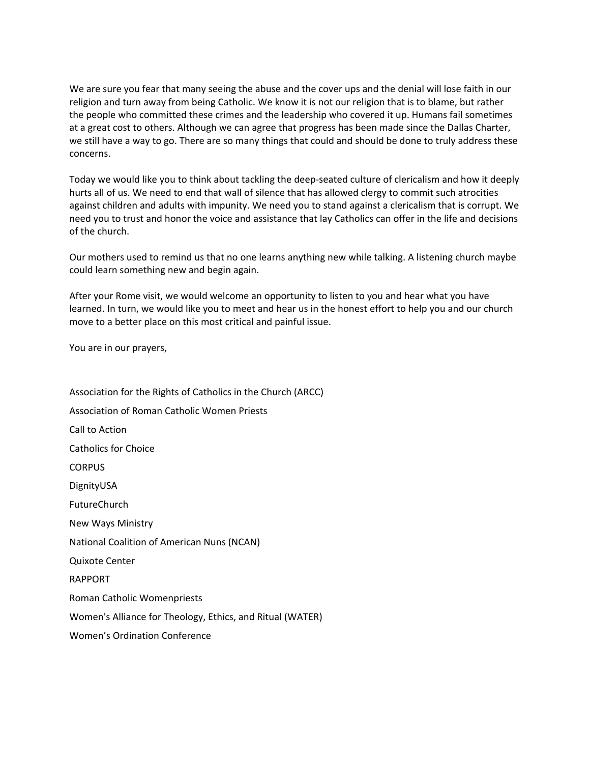We are sure you fear that many seeing the abuse and the cover ups and the denial will lose faith in our religion and turn away from being Catholic. We know it is not our religion that is to blame, but rather the people who committed these crimes and the leadership who covered it up. Humans fail sometimes at a great cost to others. Although we can agree that progress has been made since the Dallas Charter, we still have a way to go. There are so many things that could and should be done to truly address these concerns.

Today we would like you to think about tackling the deep-seated culture of clericalism and how it deeply hurts all of us. We need to end that wall of silence that has allowed clergy to commit such atrocities against children and adults with impunity. We need you to stand against a clericalism that is corrupt. We need you to trust and honor the voice and assistance that lay Catholics can offer in the life and decisions of the church.

Our mothers used to remind us that no one learns anything new while talking. A listening church maybe could learn something new and begin again.

After your Rome visit, we would welcome an opportunity to listen to you and hear what you have learned. In turn, we would like you to meet and hear us in the honest effort to help you and our church move to a better place on this most critical and painful issue.

You are in our prayers,

Association for the Rights of Catholics in the Church (ARCC)

Association of Roman Catholic Women Priests

Call to Action

Catholics for Choice

CORPUS

DignityUSA

FutureChurch

New Ways Ministry

National Coalition of American Nuns (NCAN)

Quixote Center

RAPPORT

Roman Catholic Womenpriests

Women's Alliance for Theology, Ethics, and Ritual (WATER)

Women's Ordination Conference